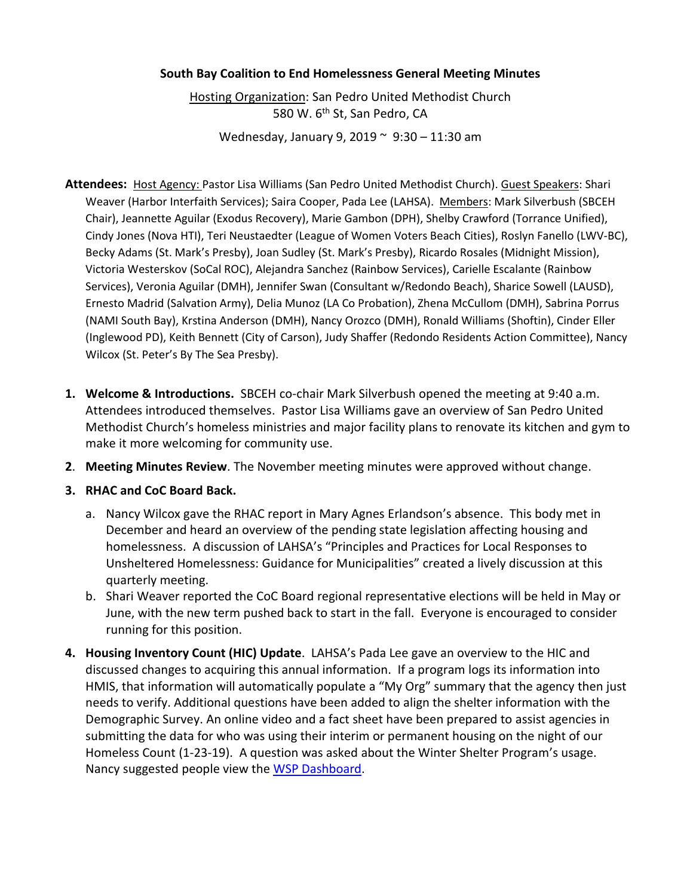# South Bay Coalition to End Homelessness General Meeting Minutes

Hosting Organization: San Pedro United Methodist Church
580 W. 6th St, San Pedro, CA

Wednesday, January 9, 2019 ~ 9:30 – 11:30 am

**Attendees:** Host Agency: Pastor Lisa Williams (San Pedro United Methodist Church). Guest Speakers: Shari Weaver (Harbor Interfaith Services); Saira Cooper, Pada Lee (LAHSA). Members: Mark Silverbush (SBCEH Chair), Jeannette Aguilar (Exodus Recovery), Marie Gambon (DPH), Shelby Crawford (Torrance Unified), Cindy Jones (Nova HTI), Teri Neustaedter (League of Women Voters Beach Cities), Roslyn Fanello (LWV-BC), Becky Adams (St. Mark's Presby), Joan Sudley (St. Mark's Presby), Ricardo Rosales (Midnight Mission), Victoria Westerskov (SoCal ROC), Alejandra Sanchez (Rainbow Services), Carielle Escalante (Rainbow Services), Veronia Aguilar (DMH), Jennifer Swan (Consultant w/Redondo Beach), Sharice Sowell (LAUSD), Ernesto Madrid (Salvation Army), Delia Munoz (LA Co Probation), Zhena McCullom (DMH), Sabrina Porrus (NAMI South Bay), Krstina Anderson (DMH), Nancy Orozco (DMH), Ronald Williams (Shoftin), Cinder Eller (Inglewood PD), Keith Bennett (City of Carson), Judy Shaffer (Redondo Residents Action Committee), Nancy Wilcox (St. Peter's By The Sea Presby).

1. **Welcome & Introductions.** SBCEH co-chair Mark Silverbush opened the meeting at 9:40 a.m. Attendees introduced themselves. Pastor Lisa Williams gave an overview of San Pedro United Methodist Church's homeless ministries and major facility plans to renovate its kitchen and gym to make it more welcoming for community use.

2. **Meeting Minutes Review**. The November meeting minutes were approved without change.

3. **RHAC and CoC Board Back.**
   a. Nancy Wilcox gave the RHAC report in Mary Agnes Erlandson's absence. This body met in December and heard an overview of the pending state legislation affecting housing and homelessness. A discussion of LAHSA's "Principles and Practices for Local Responses to Unsheltered Homelessness: Guidance for Municipalities" created a lively discussion at this quarterly meeting.
   b. Shari Weaver reported the CoC Board regional representative elections will be held in May or June, with the new term pushed back to start in the fall. Everyone is encouraged to consider running for this position.

4. **Housing Inventory Count (HIC) Update**. LAHSA's Pada Lee gave an overview to the HIC and discussed changes to acquiring this annual information. If a program logs its information into HMIS, that information will automatically populate a "My Org" summary that the agency then just needs to verify. Additional questions have been added to align the shelter information with the Demographic Survey. An online video and a fact sheet have been prepared to assist agencies in submitting the data for who was using their interim or permanent housing on the night of our Homeless Count (1-23-19). A question was asked about the Winter Shelter Program's usage. Nancy suggested people view the WSP Dashboard.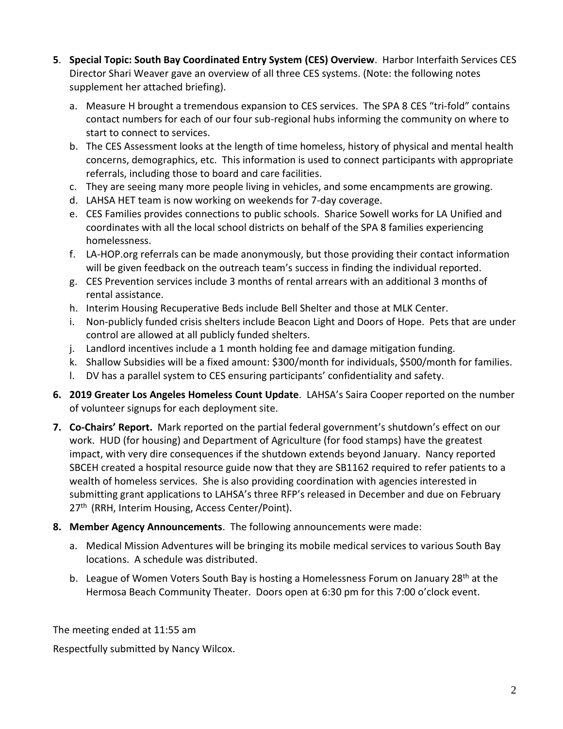**5**. **Special Topic: South Bay Coordinated Entry System (CES) Overview**. Harbor Interfaith Services CES Director Shari Weaver gave an overview of all three CES systems. (Note: the following notes supplement her attached briefing).

a. Measure H brought a tremendous expansion to CES services. The SPA 8 CES "tri-fold" contains contact numbers for each of our four sub-regional hubs informing the community on where to start to connect to services.
b. The CES Assessment looks at the length of time homeless, history of physical and mental health concerns, demographics, etc. This information is used to connect participants with appropriate referrals, including those to board and care facilities.
c. They are seeing many more people living in vehicles, and some encampments are growing.
d. LAHSA HET team is now working on weekends for 7-day coverage.
e. CES Families provides connections to public schools. Sharice Sowell works for LA Unified and coordinates with all the local school districts on behalf of the SPA 8 families experiencing homelessness.
f. LA-HOP.org referrals can be made anonymously, but those providing their contact information will be given feedback on the outreach team's success in finding the individual reported.
g. CES Prevention services include 3 months of rental arrears with an additional 3 months of rental assistance.
h. Interim Housing Recuperative Beds include Bell Shelter and those at MLK Center.
i. Non-publicly funded crisis shelters include Beacon Light and Doors of Hope. Pets that are under control are allowed at all publicly funded shelters.
j. Landlord incentives include a 1 month holding fee and damage mitigation funding.
k. Shallow Subsidies will be a fixed amount: $300/month for individuals, $500/month for families.
l. DV has a parallel system to CES ensuring participants' confidentiality and safety.

**6. 2019 Greater Los Angeles Homeless Count Update**. LAHSA's Saira Cooper reported on the number of volunteer signups for each deployment site.

**7. Co-Chairs' Report.** Mark reported on the partial federal government's shutdown's effect on our work. HUD (for housing) and Department of Agriculture (for food stamps) have the greatest impact, with very dire consequences if the shutdown extends beyond January. Nancy reported SBCEH created a hospital resource guide now that they are SB1162 required to refer patients to a wealth of homeless services. She is also providing coordination with agencies interested in submitting grant applications to LAHSA's three RFP's released in December and due on February 27th (RRH, Interim Housing, Access Center/Point).

**8. Member Agency Announcements**. The following announcements were made:

a. Medical Mission Adventures will be bringing its mobile medical services to various South Bay locations. A schedule was distributed.
b. League of Women Voters South Bay is hosting a Homelessness Forum on January 28th at the Hermosa Beach Community Theater. Doors open at 6:30 pm for this 7:00 o'clock event.

The meeting ended at 11:55 am

Respectfully submitted by Nancy Wilcox.